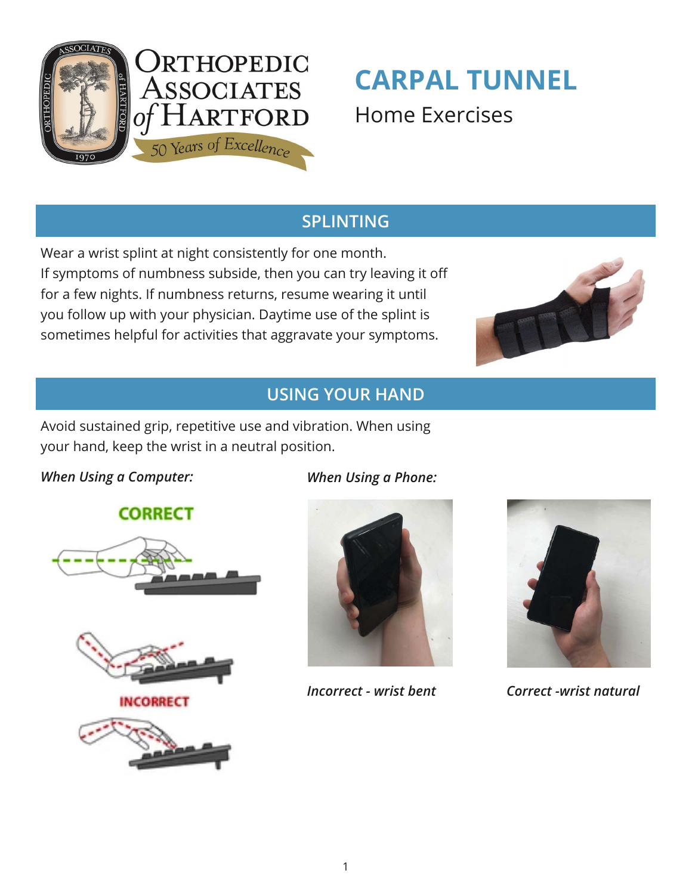# CARPAL TUNNEL

Home Exercises

## SPLINTING

Wear a wrist splint at night consistently for one month.
If symptoms of numbness subside, then you can try leaving it off for a few nights. If numbness returns, resume wearing it until you follow up with your physician. Daytime use of the splint is sometimes helpful for activities that aggravate your symptoms.

## USING YOUR HAND

Avoid sustained grip, repetitive use and vibration. When using your hand, keep the wrist in a neutral position.

*When Using a Computer:*

CORRECT

INCORRECT

*When Using a Phone:*

*Incorrect - wrist bent*

*Correct -wrist natural*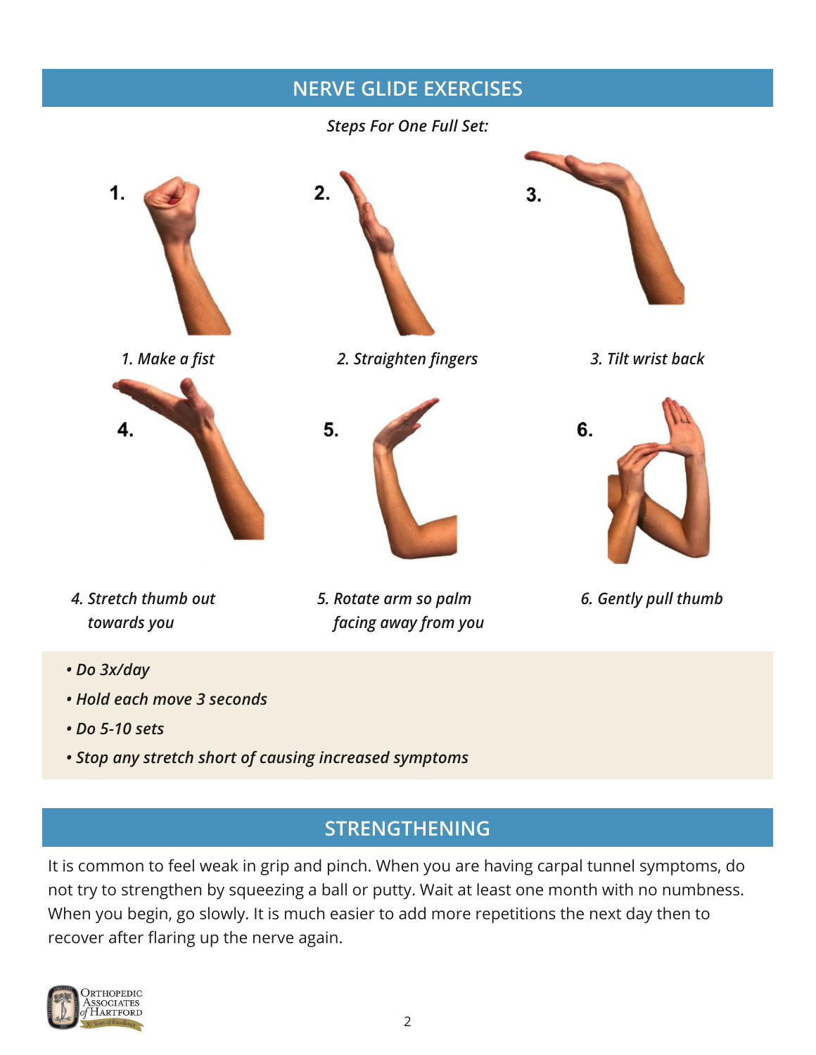## NERVE GLIDE EXERCISES

*Steps For One Full Set:*

1.

2.

3.

*1. Make a fist*

*2. Straighten fingers*

*3. Tilt wrist back*

4.

5.

6.

*4. Stretch thumb out towards you*

*5. Rotate arm so palm facing away from you*

*6. Gently pull thumb*

- *Do 3x/day*
- *Hold each move 3 seconds*
- *Do 5-10 sets*
- *Stop any stretch short of causing increased symptoms*

## STRENGTHENING

It is common to feel weak in grip and pinch. When you are having carpal tunnel symptoms, do not try to strengthen by squeezing a ball or putty. Wait at least one month with no numbness. When you begin, go slowly. It is much easier to add more repetitions the next day then to recover after flaring up the nerve again.

Orthopedic Associates of Hartford